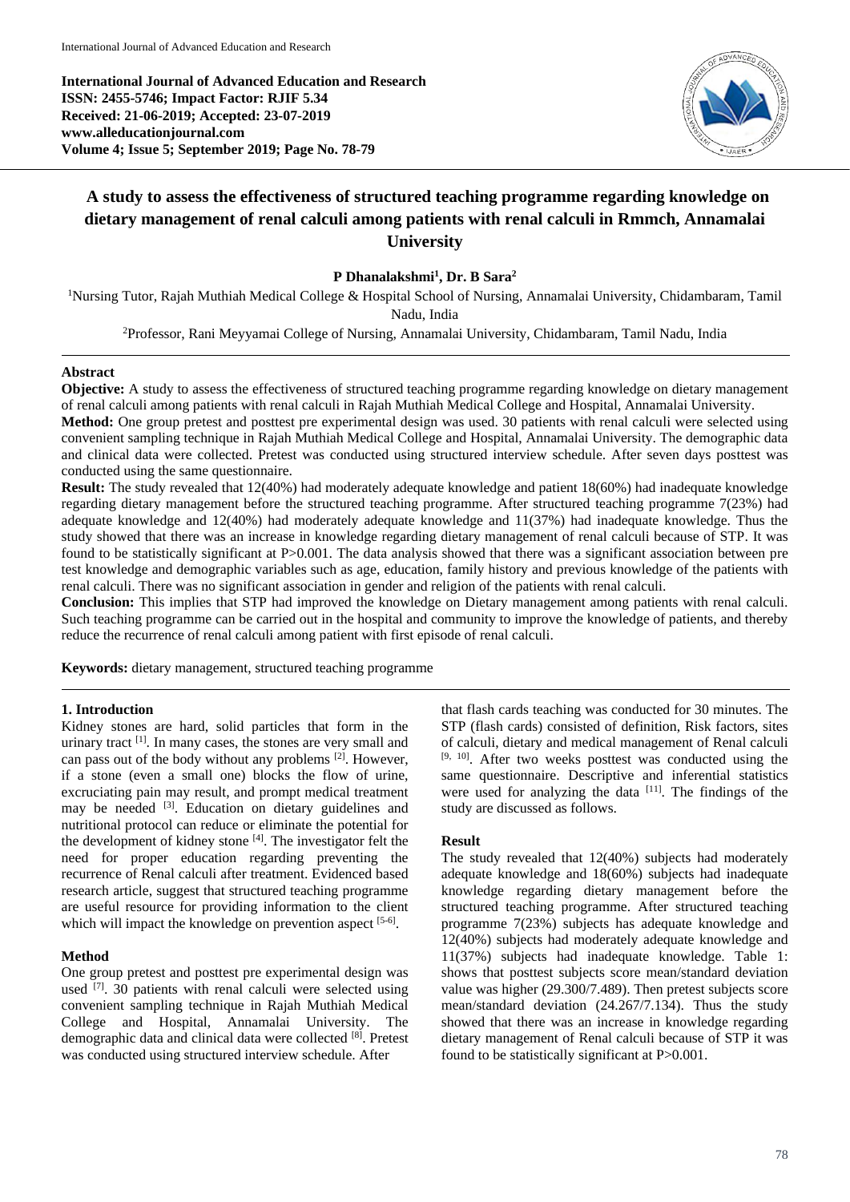**International Journal of Advanced Education and Research**
**ISSN: 2455-5746; Impact Factor: RJIF 5.34**
**Received: 21-06-2019; Accepted: 23-07-2019**
**www.alleducationjournal.com**
**Volume 4; Issue 5; September 2019; Page No. 78-79**

# A study to assess the effectiveness of structured teaching programme regarding knowledge on dietary management of renal calculi among patients with renal calculi in Rmmch, Annamalai University

**P Dhanalakshmi[1], Dr. B Sara[2]**

[1]Nursing Tutor, Rajah Muthiah Medical College & Hospital School of Nursing, Annamalai University, Chidambaram, Tamil Nadu, India

[2]Professor, Rani Meyyamai College of Nursing, Annamalai University, Chidambaram, Tamil Nadu, India

## Abstract

**Objective:** A study to assess the effectiveness of structured teaching programme regarding knowledge on dietary management of renal calculi among patients with renal calculi in Rajah Muthiah Medical College and Hospital, Annamalai University.

**Method:** One group pretest and posttest pre experimental design was used. 30 patients with renal calculi were selected using convenient sampling technique in Rajah Muthiah Medical College and Hospital, Annamalai University. The demographic data and clinical data were collected. Pretest was conducted using structured interview schedule. After seven days posttest was conducted using the same questionnaire.

**Result:** The study revealed that 12(40%) had moderately adequate knowledge and patient 18(60%) had inadequate knowledge regarding dietary management before the structured teaching programme. After structured teaching programme 7(23%) had adequate knowledge and 12(40%) had moderately adequate knowledge and 11(37%) had inadequate knowledge. Thus the study showed that there was an increase in knowledge regarding dietary management of renal calculi because of STP. It was found to be statistically significant at $P>0.001$. The data analysis showed that there was a significant association between pre test knowledge and demographic variables such as age, education, family history and previous knowledge of the patients with renal calculi. There was no significant association in gender and religion of the patients with renal calculi.

**Conclusion:** This implies that STP had improved the knowledge on Dietary management among patients with renal calculi. Such teaching programme can be carried out in the hospital and community to improve the knowledge of patients, and thereby reduce the recurrence of renal calculi among patient with first episode of renal calculi.

**Keywords:** dietary management, structured teaching programme

## 1. Introduction

Kidney stones are hard, solid particles that form in the urinary tract [1]. In many cases, the stones are very small and can pass out of the body without any problems [2]. However, if a stone (even a small one) blocks the flow of urine, excruciating pain may result, and prompt medical treatment may be needed [3]. Education on dietary guidelines and nutritional protocol can reduce or eliminate the potential for the development of kidney stone [4]. The investigator felt the need for proper education regarding preventing the recurrence of Renal calculi after treatment. Evidenced based research article, suggest that structured teaching programme are useful resource for providing information to the client which will impact the knowledge on prevention aspect [5-6].

## Method

One group pretest and posttest pre experimental design was used [7]. 30 patients with renal calculi were selected using convenient sampling technique in Rajah Muthiah Medical College and Hospital, Annamalai University. The demographic data and clinical data were collected [8]. Pretest was conducted using structured interview schedule. After that flash cards teaching was conducted for 30 minutes. The STP (flash cards) consisted of definition, Risk factors, sites of calculi, dietary and medical management of Renal calculi [9, 10]. After two weeks posttest was conducted using the same questionnaire. Descriptive and inferential statistics were used for analyzing the data [11]. The findings of the study are discussed as follows.

## Result

The study revealed that 12(40%) subjects had moderately adequate knowledge and 18(60%) subjects had inadequate knowledge regarding dietary management before the structured teaching programme. After structured teaching programme 7(23%) subjects has adequate knowledge and 12(40%) subjects had moderately adequate knowledge and 11(37%) subjects had inadequate knowledge. Table 1: shows that posttest subjects score mean/standard deviation value was higher (29.300/7.489). Then pretest subjects score mean/standard deviation (24.267/7.134). Thus the study showed that there was an increase in knowledge regarding dietary management of Renal calculi because of STP it was found to be statistically significant at $P>0.001$.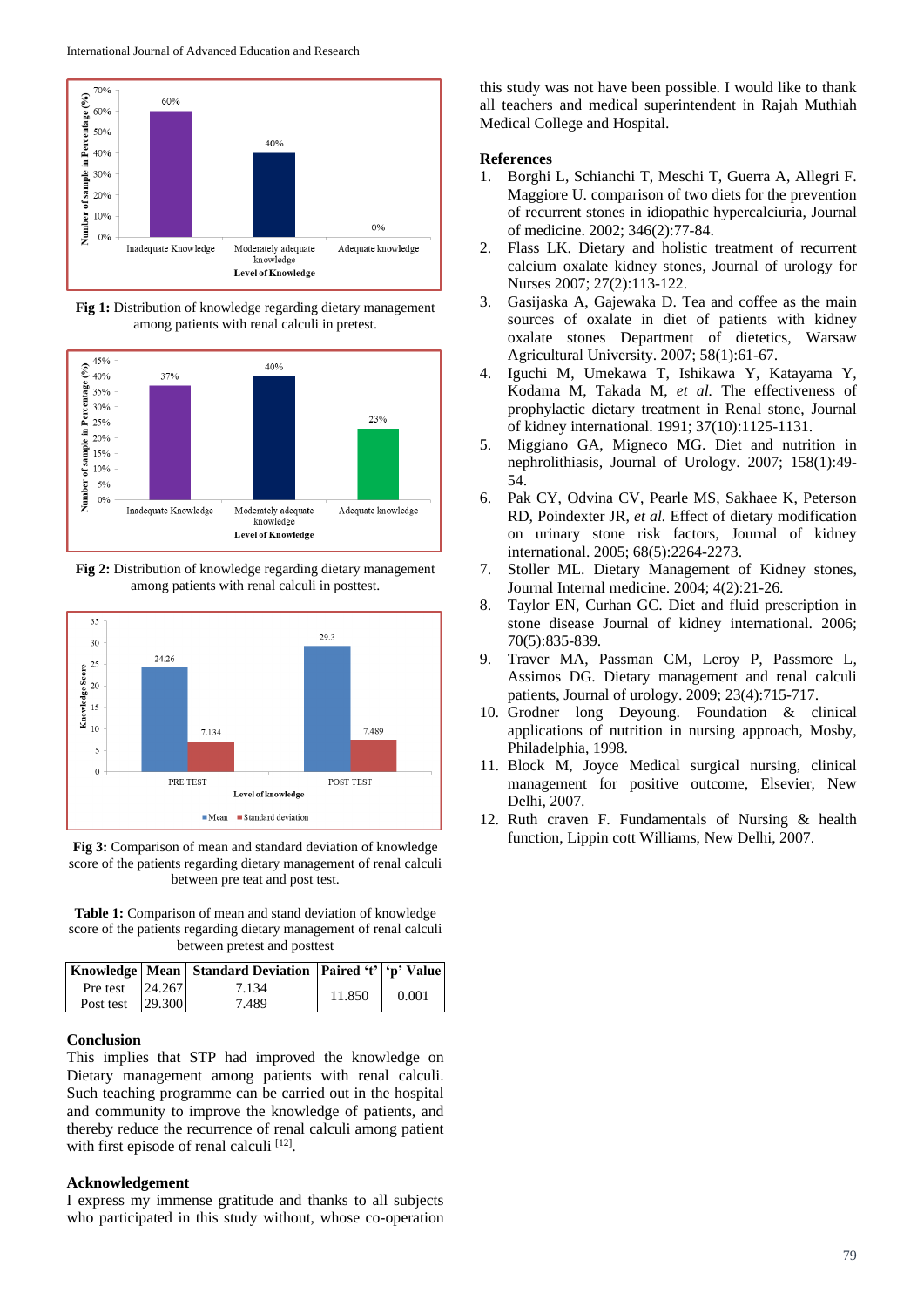70%
60%
50%
40%
30%
20%
10%
0%

Number of sample in Percentage (%)

60%
40%
0%

Inadequate Knowledge
Moderately adequate knowledge
Adequate knowledge

Level of Knowledge

**Fig 1:** Distribution of knowledge regarding dietary management among patients with renal calculi in pretest.

45%
40%
35%
30%
25%
20%
15%
10%
5%
0%

Number of sample in Percentage (%)

37%
40%
23%

Inadequate Knowledge
Moderately adequate knowledge
Adequate knowledge

Level of Knowledge

**Fig 2:** Distribution of knowledge regarding dietary management among patients with renal calculi in posttest.

35
30
25
20
15
10
5
0

Knowledge Score

24.26
7.134
29.3
7.489

PRE TEST
POST TEST

Level of knowledge

Mean
Standard deviation

**Fig 3:** Comparison of mean and standard deviation of knowledge score of the patients regarding dietary management of renal calculi between pre teat and post test.

**Table 1:** Comparison of mean and stand deviation of knowledge score of the patients regarding dietary management of renal calculi between pretest and posttest

| Knowledge | Mean | Standard Deviation | Paired 't' | 'p' Value |
|---|---|---|---|---|
| Pre test | 24.267 | 7.134 | 11.850 | 0.001 |
| Post test | 29.300 | 7.489 | | |

## Conclusion

This implies that STP had improved the knowledge on Dietary management among patients with renal calculi. Such teaching programme can be carried out in the hospital and community to improve the knowledge of patients, and thereby reduce the recurrence of renal calculi among patient with first episode of renal calculi [12].

## Acknowledgement

I express my immense gratitude and thanks to all subjects who participated in this study without, whose co-operation this study was not have been possible. I would like to thank all teachers and medical superintendent in Rajah Muthiah Medical College and Hospital.

## References

1. Borghi L, Schianchi T, Meschi T, Guerra A, Allegri F. Maggiore U. comparison of two diets for the prevention of recurrent stones in idiopathic hypercalciuria, Journal of medicine. 2002; 346(2):77-84.
2. Flass LK. Dietary and holistic treatment of recurrent calcium oxalate kidney stones, Journal of urology for Nurses 2007; 27(2):113-122.
3. Gasijaska A, Gajewaka D. Tea and coffee as the main sources of oxalate in diet of patients with kidney oxalate stones Department of dietetics, Warsaw Agricultural University. 2007; 58(1):61-67.
4. Iguchi M, Umekawa T, Ishikawa Y, Katayama Y, Kodama M, Takada M, *et al.* The effectiveness of prophylactic dietary treatment in Renal stone, Journal of kidney international. 1991; 37(10):1125-1131.
5. Miggiano GA, Migneco MG. Diet and nutrition in nephrolithiasis, Journal of Urology. 2007; 158(1):49-54.
6. Pak CY, Odvina CV, Pearle MS, Sakhaee K, Peterson RD, Poindexter JR, *et al.* Effect of dietary modification on urinary stone risk factors, Journal of kidney international. 2005; 68(5):2264-2273.
7. Stoller ML. Dietary Management of Kidney stones, Journal Internal medicine. 2004; 4(2):21-26.
8. Taylor EN, Curhan GC. Diet and fluid prescription in stone disease Journal of kidney international. 2006; 70(5):835-839.
9. Traver MA, Passman CM, Leroy P, Passmore L, Assimos DG. Dietary management and renal calculi patients, Journal of urology. 2009; 23(4):715-717.
10. Grodner long Deyoung. Foundation & clinical applications of nutrition in nursing approach, Mosby, Philadelphia, 1998.
11. Block M, Joyce Medical surgical nursing, clinical management for positive outcome, Elsevier, New Delhi, 2007.
12. Ruth craven F. Fundamentals of Nursing & health function, Lippin cott Williams, New Delhi, 2007.